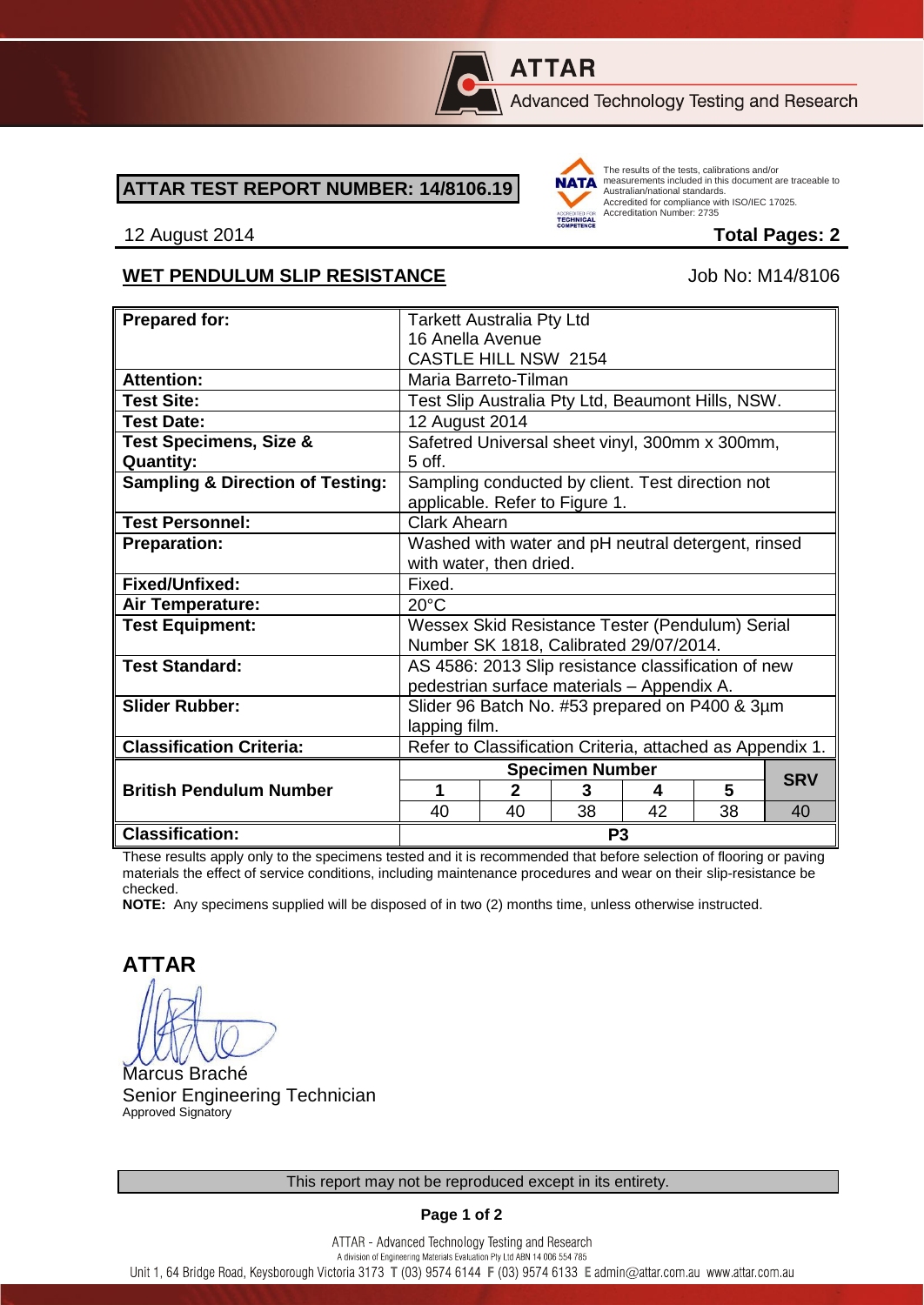**ATTAR**

Advanced Technology Testing and Research

## ATTAR TEST REPORT NUMBER: 14/8106.19

The results of the tests, calibrations and/or measurements included in this document are traceable to Australian/national standards. Accredited for compliance with ISO/IEC 17025. Accreditation Number: 2735

12 August 2014 **Total Pages: 2**

### WET PENDULUM SLIP RESISTANCE

Job No: M14/8106

| | | | | | | |
|---|---|---|---|---|---|---|
| **Prepared for:** | Tarkett Australia Pty Ltd<br>16 Anella Avenue<br>CASTLE HILL NSW 2154 | | | | | |
| **Attention:** | Maria Barreto-Tilman | | | | | |
| **Test Site:** | Test Slip Australia Pty Ltd, Beaumont Hills, NSW. | | | | | |
| **Test Date:** | 12 August 2014 | | | | | |
| **Test Specimens, Size & Quantity:** | Safetred Universal sheet vinyl, 300mm x 300mm, 5 off. | | | | | |
| **Sampling & Direction of Testing:** | Sampling conducted by client. Test direction not applicable. Refer to Figure 1. | | | | | |
| **Test Personnel:** | Clark Ahearn | | | | | |
| **Preparation:** | Washed with water and pH neutral detergent, rinsed with water, then dried. | | | | | |
| **Fixed/Unfixed:** | Fixed. | | | | | |
| **Air Temperature:** | 20°C | | | | | |
| **Test Equipment:** | Wessex Skid Resistance Tester (Pendulum) Serial Number SK 1818, Calibrated 29/07/2014. | | | | | |
| **Test Standard:** | AS 4586: 2013 Slip resistance classification of new pedestrian surface materials – Appendix A. | | | | | |
| **Slider Rubber:** | Slider 96 Batch No. #53 prepared on P400 & 3µm lapping film. | | | | | |
| **Classification Criteria:** | Refer to Classification Criteria, attached as Appendix 1. | | | | | |
| **British Pendulum Number** | **Specimen Number** | | | | | **SRV** |
| | **1** | **2** | **3** | **4** | **5** | |
| | 40 | 40 | 38 | 42 | 38 | 40 |
| **Classification:** | P3 | | | | | |

These results apply only to the specimens tested and it is recommended that before selection of flooring or paving materials the effect of service conditions, including maintenance procedures and wear on their slip-resistance be checked.

**NOTE:** Any specimens supplied will be disposed of in two (2) months time, unless otherwise instructed.

**ATTAR**

Marcus Braché
Senior Engineering Technician
Approved Signatory

This report may not be reproduced except in its entirety.

ATTAR - Advanced Technology Testing and Research
A division of Engineering Materials Evaluation Pty Ltd ABN 14 006 554 785
Unit 1, 64 Bridge Road, Keysborough Victoria 3173 T (03) 9574 6144 F (03) 9574 6133 E admin@attar.com.au www.attar.com.au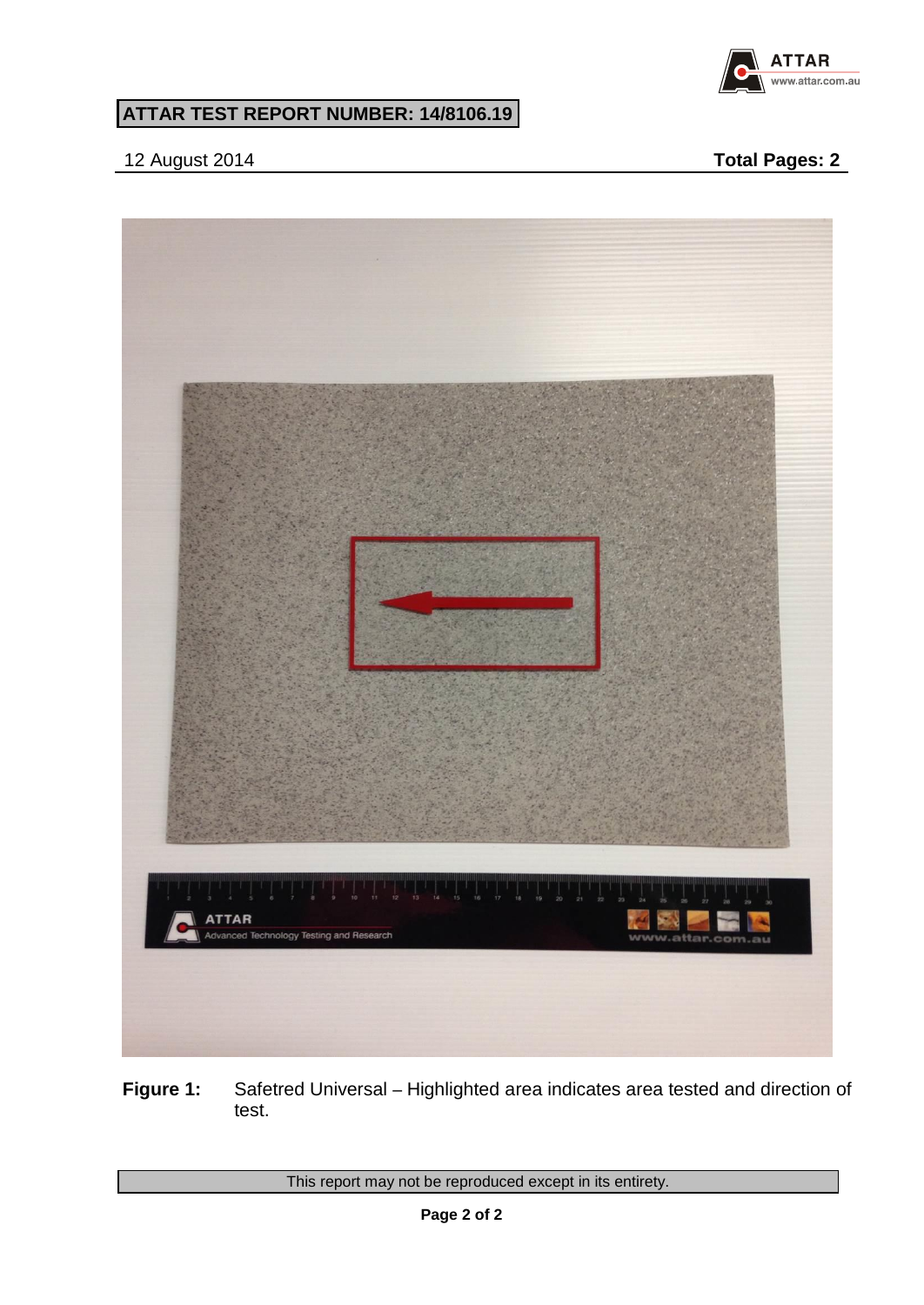**ATTAR TEST REPORT NUMBER: 14/8106.19**

12 August 2014 **Total Pages: 2**

**Figure 1:** Safetred Universal – Highlighted area indicates area tested and direction of test.

This report may not be reproduced except in its entirety.